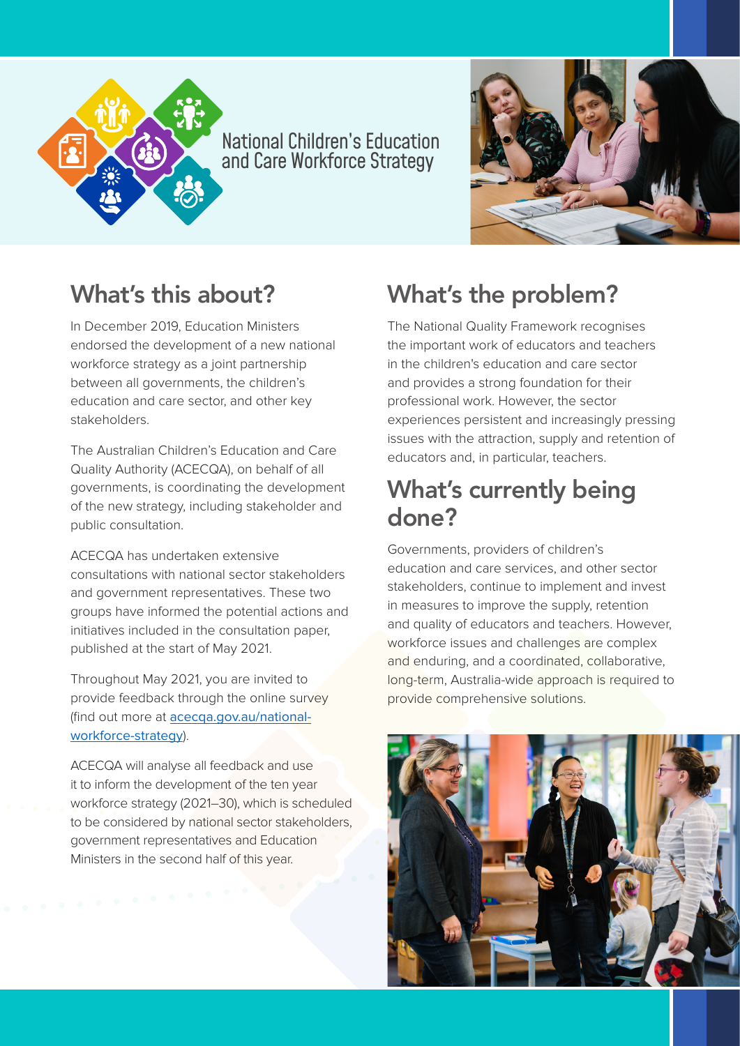# National Children's Education and Care Workforce Strategy

## What's this about?

In December 2019, Education Ministers endorsed the development of a new national workforce strategy as a joint partnership between all governments, the children's education and care sector, and other key stakeholders.

The Australian Children's Education and Care Quality Authority (ACECQA), on behalf of all governments, is coordinating the development of the new strategy, including stakeholder and public consultation.

ACECQA has undertaken extensive consultations with national sector stakeholders and government representatives. These two groups have informed the potential actions and initiatives included in the consultation paper, published at the start of May 2021.

Throughout May 2021, you are invited to provide feedback through the online survey (find out more at [acecqa.gov.au/national-workforce-strategy](acecqa.gov.au/national-workforce-strategy)).

ACECQA will analyse all feedback and use it to inform the development of the ten year workforce strategy (2021–30), which is scheduled to be considered by national sector stakeholders, government representatives and Education Ministers in the second half of this year.

## What's the problem?

The National Quality Framework recognises the important work of educators and teachers in the children's education and care sector and provides a strong foundation for their professional work. However, the sector experiences persistent and increasingly pressing issues with the attraction, supply and retention of educators and, in particular, teachers.

## What's currently being done?

Governments, providers of children's education and care services, and other sector stakeholders, continue to implement and invest in measures to improve the supply, retention and quality of educators and teachers. However, workforce issues and challenges are complex and enduring, and a coordinated, collaborative, long-term, Australia-wide approach is required to provide comprehensive solutions.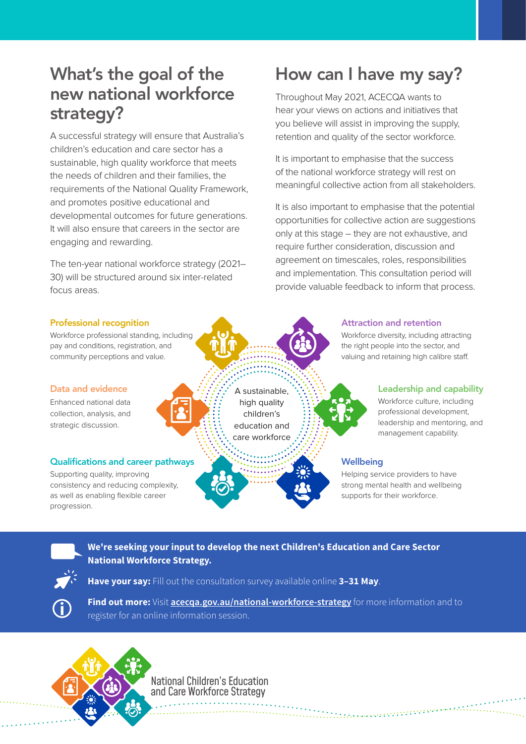## What's the goal of the new national workforce strategy?

A successful strategy will ensure that Australia's children's education and care sector has a sustainable, high quality workforce that meets the needs of children and their families, the requirements of the National Quality Framework, and promotes positive educational and developmental outcomes for future generations. It will also ensure that careers in the sector are engaging and rewarding.

The ten-year national workforce strategy (2021–30) will be structured around six inter-related focus areas.

## How can I have my say?

Throughout May 2021, ACECQA wants to hear your views on actions and initiatives that you believe will assist in improving the supply, retention and quality of the sector workforce.

It is important to emphasise that the success of the national workforce strategy will rest on meaningful collective action from all stakeholders.

It is also important to emphasise that the potential opportunities for collective action are suggestions only at this stage – they are not exhaustive, and require further consideration, discussion and agreement on timescales, roles, responsibilities and implementation. This consultation period will provide valuable feedback to inform that process.

A sustainable, high quality children's education and care workforce

**Professional recognition**
Workforce professional standing, including pay and conditions, registration, and community perceptions and value.

**Attraction and retention**
Workforce diversity, including attracting the right people into the sector, and valuing and retaining high calibre staff.

**Data and evidence**
Enhanced national data collection, analysis, and strategic discussion.

**Leadership and capability**
Workforce culture, including professional development, leadership and mentoring, and management capability.

**Qualifications and career pathways**
Supporting quality, improving consistency and reducing complexity, as well as enabling flexible career progression.

**Wellbeing**
Helping service providers to have strong mental health and wellbeing supports for their workforce.

**We're seeking your input to develop the next Children's Education and Care Sector National Workforce Strategy.**

**Have your say:** Fill out the consultation survey available online **3–31 May**.

**Find out more:** Visit **acecqa.gov.au/national-workforce-strategy** for more information and to register for an online information session.

National Children's Education and Care Workforce Strategy